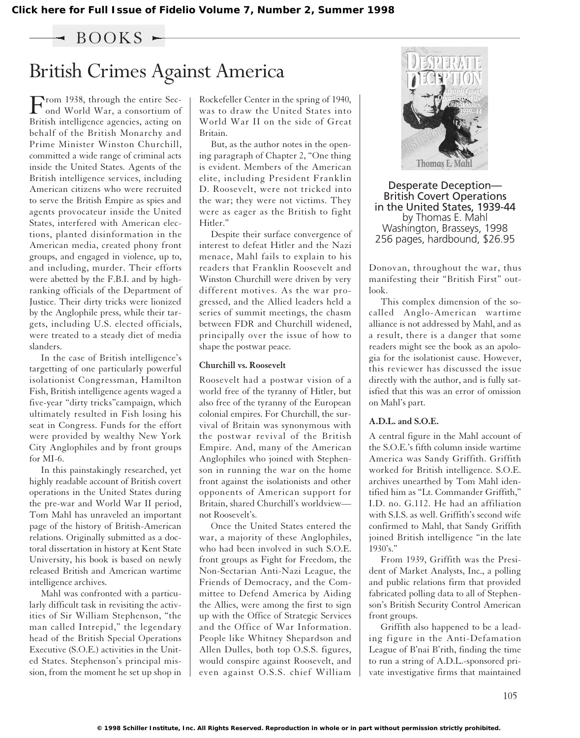## BOOKS

# British Crimes Against America

**Desperate Deception—British Covert Operations in the United States, 1939-44**
by Thomas E. Mahl
Washington, Brasseys, 1998
256 pages, hardbound, $26.95

From 1938, through the entire Second World War, a consortium of British intelligence agencies, acting on behalf of the British Monarchy and Prime Minister Winston Churchill, committed a wide range of criminal acts inside the United States. Agents of the British intelligence services, including American citizens who were recruited to serve the British Empire as spies and agents provocateur inside the United States, interfered with American elections, planted disinformation in the American media, created phony front groups, and engaged in violence, up to, and including, murder. Their efforts were abetted by the F.B.I. and by high-ranking officials of the Department of Justice. Their dirty tricks were lionized by the Anglophile press, while their targets, including U.S. elected officials, were treated to a steady diet of media slanders.

In the case of British intelligence's targetting of one particularly powerful isolationist Congressman, Hamilton Fish, British intelligence agents waged a five-year "dirty tricks"campaign, which ultimately resulted in Fish losing his seat in Congress. Funds for the effort were provided by wealthy New York City Anglophiles and by front groups for MI-6.

In this painstakingly researched, yet highly readable account of British covert operations in the United States during the pre-war and World War II period, Tom Mahl has unraveled an important page of the history of British-American relations. Originally submitted as a doctoral dissertation in history at Kent State University, his book is based on newly released British and American wartime intelligence archives.

Mahl was confronted with a particularly difficult task in revisiting the activities of Sir William Stephenson, "the man called Intrepid," the legendary head of the British Special Operations Executive (S.O.E.) activities in the United States. Stephenson's principal mission, from the moment he set up shop in Rockefeller Center in the spring of 1940, was to draw the United States into World War II on the side of Great Britain.

But, as the author notes in the opening paragraph of Chapter 2, "One thing is evident. Members of the American elite, including President Franklin D. Roosevelt, were not tricked into the war; they were not victims. They were as eager as the British to fight Hitler."

Despite their surface convergence of interest to defeat Hitler and the Nazi menace, Mahl fails to explain to his readers that Franklin Roosevelt and Winston Churchill were driven by very different motives. As the war progressed, and the Allied leaders held a series of summit meetings, the chasm between FDR and Churchill widened, principally over the issue of how to shape the postwar peace.

### Churchill vs. Roosevelt

Roosevelt had a postwar vision of a world free of the tyranny of Hitler, but also free of the tyranny of the European colonial empires. For Churchill, the survival of Britain was synonymous with the postwar revival of the British Empire. And, many of the American Anglophiles who joined with Stephenson in running the war on the home front against the isolationists and other opponents of American support for Britain, shared Churchill's worldview—not Roosevelt's.

Once the United States entered the war, a majority of these Anglophiles, who had been involved in such S.O.E. front groups as Fight for Freedom, the Non-Sectarian Anti-Nazi League, the Friends of Democracy, and the Committee to Defend America by Aiding the Allies, were among the first to sign up with the Office of Strategic Services and the Office of War Information. People like Whitney Shepardson and Allen Dulles, both top O.S.S. figures, would conspire against Roosevelt, and even against O.S.S. chief William Donovan, throughout the war, thus manifesting their "British First" outlook.

This complex dimension of the so-called Anglo-American wartime alliance is not addressed by Mahl, and as a result, there is a danger that some readers might see the book as an apologia for the isolationist cause. However, this reviewer has discussed the issue directly with the author, and is fully satisfied that this was an error of omission on Mahl's part.

### A.D.L. and S.O.E.

A central figure in the Mahl account of the S.O.E.'s fifth column inside wartime America was Sandy Griffith. Griffith worked for British intelligence. S.O.E. archives unearthed by Tom Mahl identified him as "Lt. Commander Griffith," I.D. no. G.112. He had an affiliation with S.I.S. as well. Griffith's second wife confirmed to Mahl, that Sandy Griffith joined British intelligence "in the late 1930's."

From 1939, Griffith was the President of Market Analysts, Inc., a polling and public relations firm that provided fabricated polling data to all of Stephenson's British Security Control American front groups.

Griffith also happened to be a leading figure in the Anti-Defamation League of B'nai B'rith, finding the time to run a string of A.D.L.-sponsored private investigative firms that maintained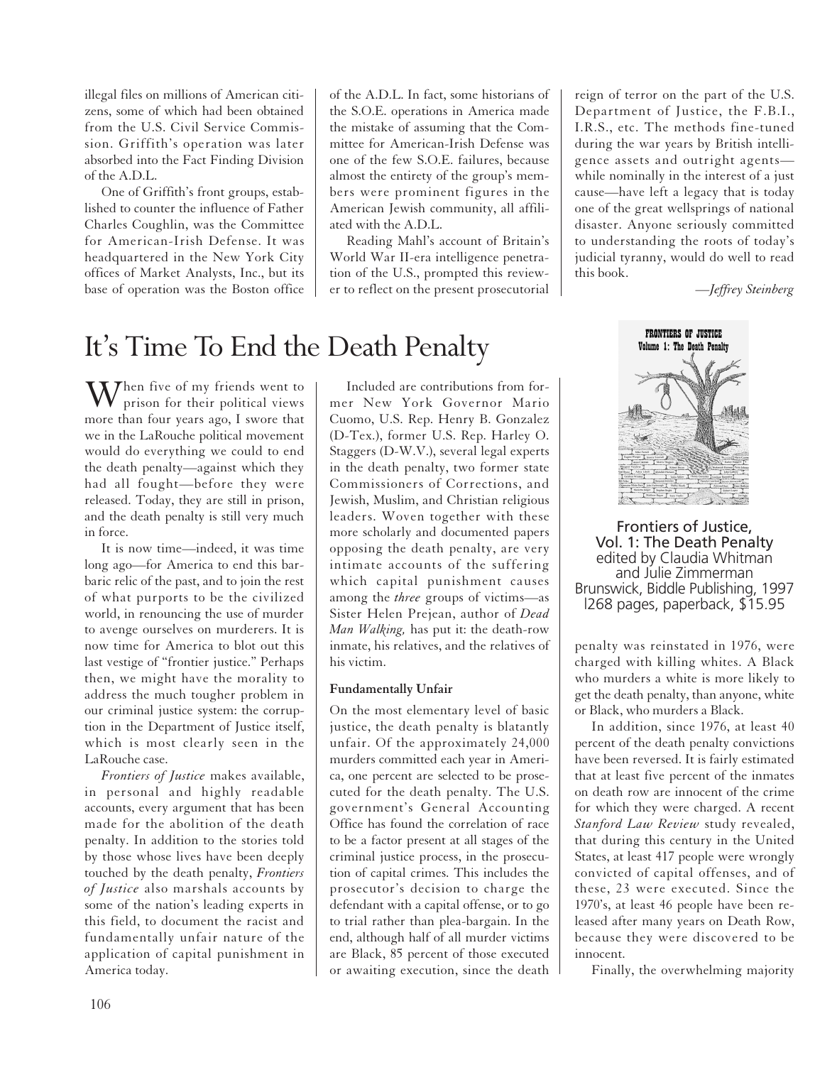illegal files on millions of American citizens, some of which had been obtained from the U.S. Civil Service Commission. Griffith's operation was later absorbed into the Fact Finding Division of the A.D.L.

One of Griffith's front groups, established to counter the influence of Father Charles Coughlin, was the Committee for American-Irish Defense. It was headquartered in the New York City offices of Market Analysts, Inc., but its base of operation was the Boston office of the A.D.L. In fact, some historians of the S.O.E. operations in America made the mistake of assuming that the Committee for American-Irish Defense was one of the few S.O.E. failures, because almost the entirety of the group's members were prominent figures in the American Jewish community, all affiliated with the A.D.L.

Reading Mahl's account of Britain's World War II-era intelligence penetration of the U.S., prompted this reviewer to reflect on the present prosecutorial reign of terror on the part of the U.S. Department of Justice, the F.B.I., I.R.S., etc. The methods fine-tuned during the war years by British intelligence assets and outright agents—while nominally in the interest of a just cause—have left a legacy that is today one of the great wellsprings of national disaster. Anyone seriously committed to understanding the roots of today's judicial tyranny, would do well to read this book.

*—Jeffrey Steinberg*

# It's Time To End the Death Penalty

FRONTIERS OF JUSTICE
Volume 1: The Death Penalty

Frontiers of Justice, Vol. 1: The Death Penalty
edited by Claudia Whitman and Julie Zimmerman
Brunswick, Biddle Publishing, 1997
l268 pages, paperback, $15.95

When five of my friends went to prison for their political views more than four years ago, I swore that we in the LaRouche political movement would do everything we could to end the death penalty—against which they had all fought—before they were released. Today, they are still in prison, and the death penalty is still very much in force.

It is now time—indeed, it was time long ago—for America to end this barbaric relic of the past, and to join the rest of what purports to be the civilized world, in renouncing the use of murder to avenge ourselves on murderers. It is now time for America to blot out this last vestige of "frontier justice." Perhaps then, we might have the morality to address the much tougher problem in our criminal justice system: the corruption in the Department of Justice itself, which is most clearly seen in the LaRouche case.

*Frontiers of Justice* makes available, in personal and highly readable accounts, every argument that has been made for the abolition of the death penalty. In addition to the stories told by those whose lives have been deeply touched by the death penalty, *Frontiers of Justice* also marshals accounts by some of the nation's leading experts in this field, to document the racist and fundamentally unfair nature of the application of capital punishment in America today.

Included are contributions from former New York Governor Mario Cuomo, U.S. Rep. Henry B. Gonzalez (D-Tex.), former U.S. Rep. Harley O. Staggers (D-W.V.), several legal experts in the death penalty, two former state Commissioners of Corrections, and Jewish, Muslim, and Christian religious leaders. Woven together with these more scholarly and documented papers opposing the death penalty, are very intimate accounts of the suffering which capital punishment causes among the *three* groups of victims—as Sister Helen Prejean, author of *Dead Man Walking,* has put it: the death-row inmate, his relatives, and the relatives of his victim.

**Fundamentally Unfair**

On the most elementary level of basic justice, the death penalty is blatantly unfair. Of the approximately 24,000 murders committed each year in America, one percent are selected to be prosecuted for the death penalty. The U.S. government's General Accounting Office has found the correlation of race to be a factor present at all stages of the criminal justice process, in the prosecution of capital crimes. This includes the prosecutor's decision to charge the defendant with a capital offense, or to go to trial rather than plea-bargain. In the end, although half of all murder victims are Black, 85 percent of those executed or awaiting execution, since the death penalty was reinstated in 1976, were charged with killing whites. A Black who murders a white is more likely to get the death penalty, than anyone, white or Black, who murders a Black.

In addition, since 1976, at least 40 percent of the death penalty convictions have been reversed. It is fairly estimated that at least five percent of the inmates on death row are innocent of the crime for which they were charged. A recent *Stanford Law Review* study revealed, that during this century in the United States, at least 417 people were wrongly convicted of capital offenses, and of these, 23 were executed. Since the 1970's, at least 46 people have been released after many years on Death Row, because they were discovered to be innocent.

Finally, the overwhelming majority